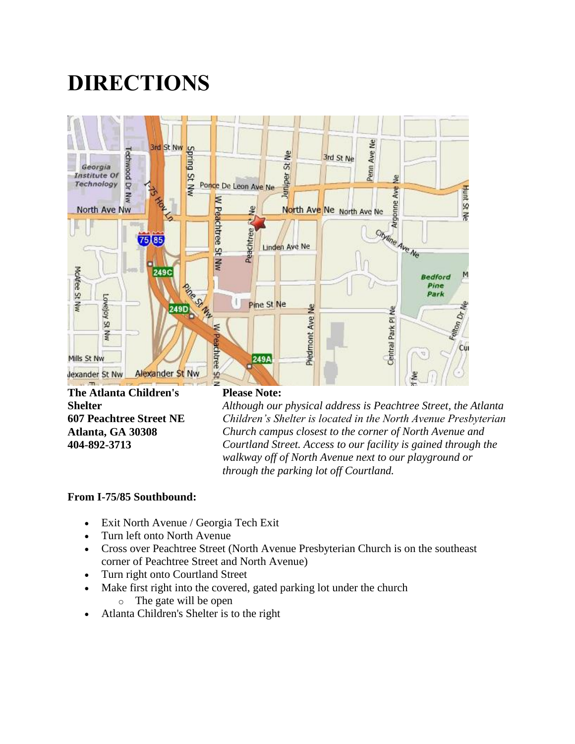# DIRECTIONS

**The Atlanta Children's Shelter**
**607 Peachtree Street NE**
**Atlanta, GA 30308**
**404-892-3713**

**Please Note:**
*Although our physical address is Peachtree Street, the Atlanta Children's Shelter is located in the North Avenue Presbyterian Church campus closest to the corner of North Avenue and Courtland Street. Access to our facility is gained through the walkway off of North Avenue next to our playground or through the parking lot off Courtland.*

**From I-75/85 Southbound:**

- Exit North Avenue / Georgia Tech Exit
- Turn left onto North Avenue
- Cross over Peachtree Street (North Avenue Presbyterian Church is on the southeast corner of Peachtree Street and North Avenue)
- Turn right onto Courtland Street
- Make first right into the covered, gated parking lot under the church
  - The gate will be open
- Atlanta Children's Shelter is to the right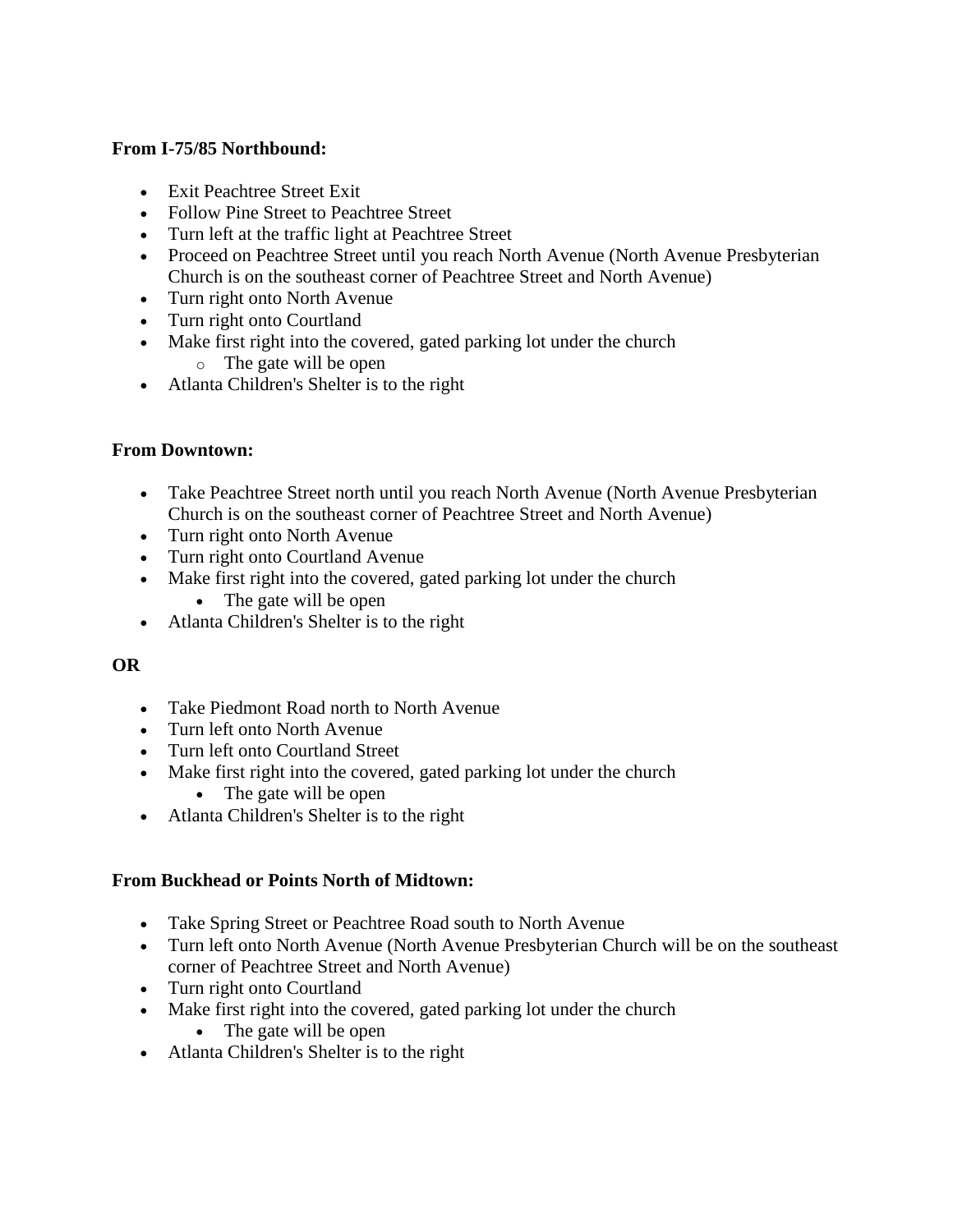**From I-75/85 Northbound:**

- Exit Peachtree Street Exit
- Follow Pine Street to Peachtree Street
- Turn left at the traffic light at Peachtree Street
- Proceed on Peachtree Street until you reach North Avenue (North Avenue Presbyterian Church is on the southeast corner of Peachtree Street and North Avenue)
- Turn right onto North Avenue
- Turn right onto Courtland
- Make first right into the covered, gated parking lot under the church
  - The gate will be open
- Atlanta Children's Shelter is to the right

**From Downtown:**

- Take Peachtree Street north until you reach North Avenue (North Avenue Presbyterian Church is on the southeast corner of Peachtree Street and North Avenue)
- Turn right onto North Avenue
- Turn right onto Courtland Avenue
- Make first right into the covered, gated parking lot under the church
  - The gate will be open
- Atlanta Children's Shelter is to the right

**OR**

- Take Piedmont Road north to North Avenue
- Turn left onto North Avenue
- Turn left onto Courtland Street
- Make first right into the covered, gated parking lot under the church
  - The gate will be open
- Atlanta Children's Shelter is to the right

**From Buckhead or Points North of Midtown:**

- Take Spring Street or Peachtree Road south to North Avenue
- Turn left onto North Avenue (North Avenue Presbyterian Church will be on the southeast corner of Peachtree Street and North Avenue)
- Turn right onto Courtland
- Make first right into the covered, gated parking lot under the church
  - The gate will be open
- Atlanta Children's Shelter is to the right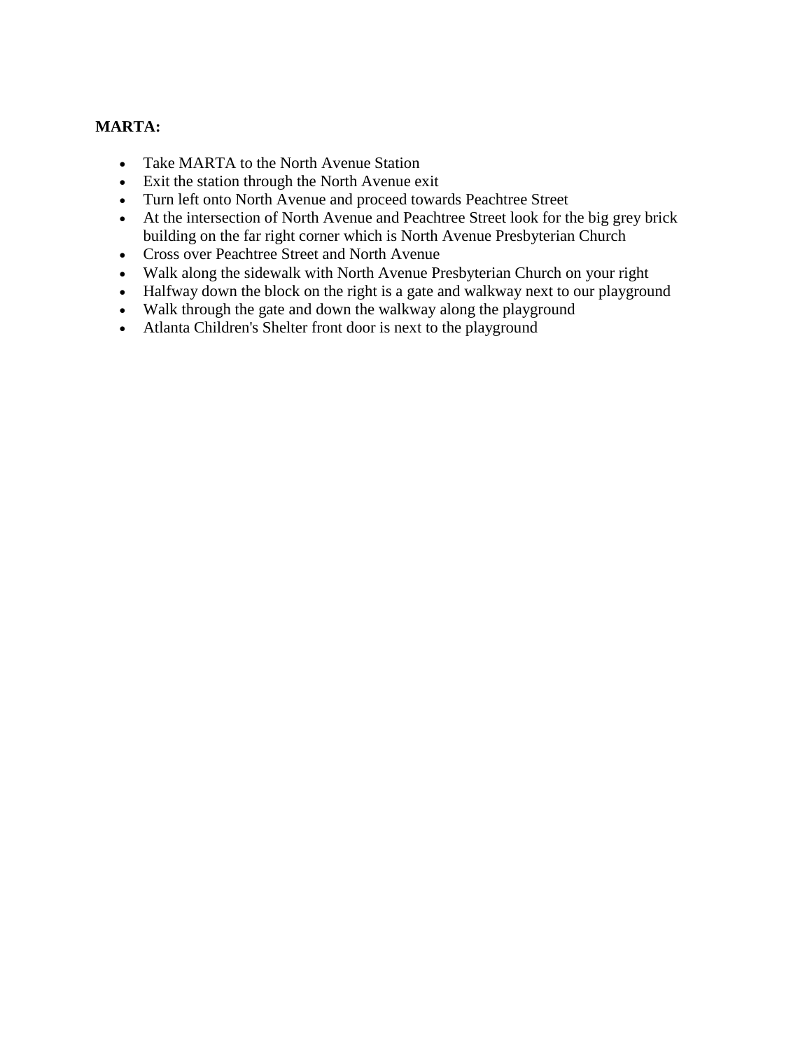**MARTA:**

- Take MARTA to the North Avenue Station
- Exit the station through the North Avenue exit
- Turn left onto North Avenue and proceed towards Peachtree Street
- At the intersection of North Avenue and Peachtree Street look for the big grey brick building on the far right corner which is North Avenue Presbyterian Church
- Cross over Peachtree Street and North Avenue
- Walk along the sidewalk with North Avenue Presbyterian Church on your right
- Halfway down the block on the right is a gate and walkway next to our playground
- Walk through the gate and down the walkway along the playground
- Atlanta Children's Shelter front door is next to the playground